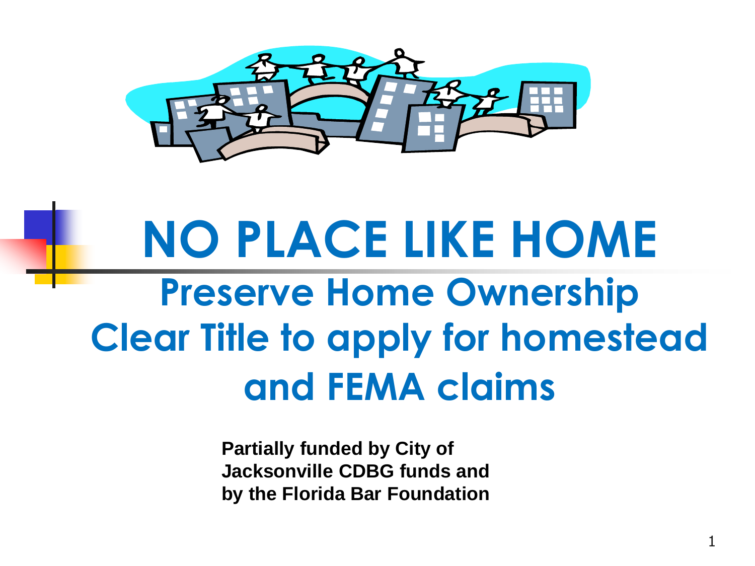# NO PLACE LIKE HOME

## Preserve Home Ownership
## Clear Title to apply for homestead and FEMA claims

**Partially funded by City of Jacksonville CDBG funds and by the Florida Bar Foundation**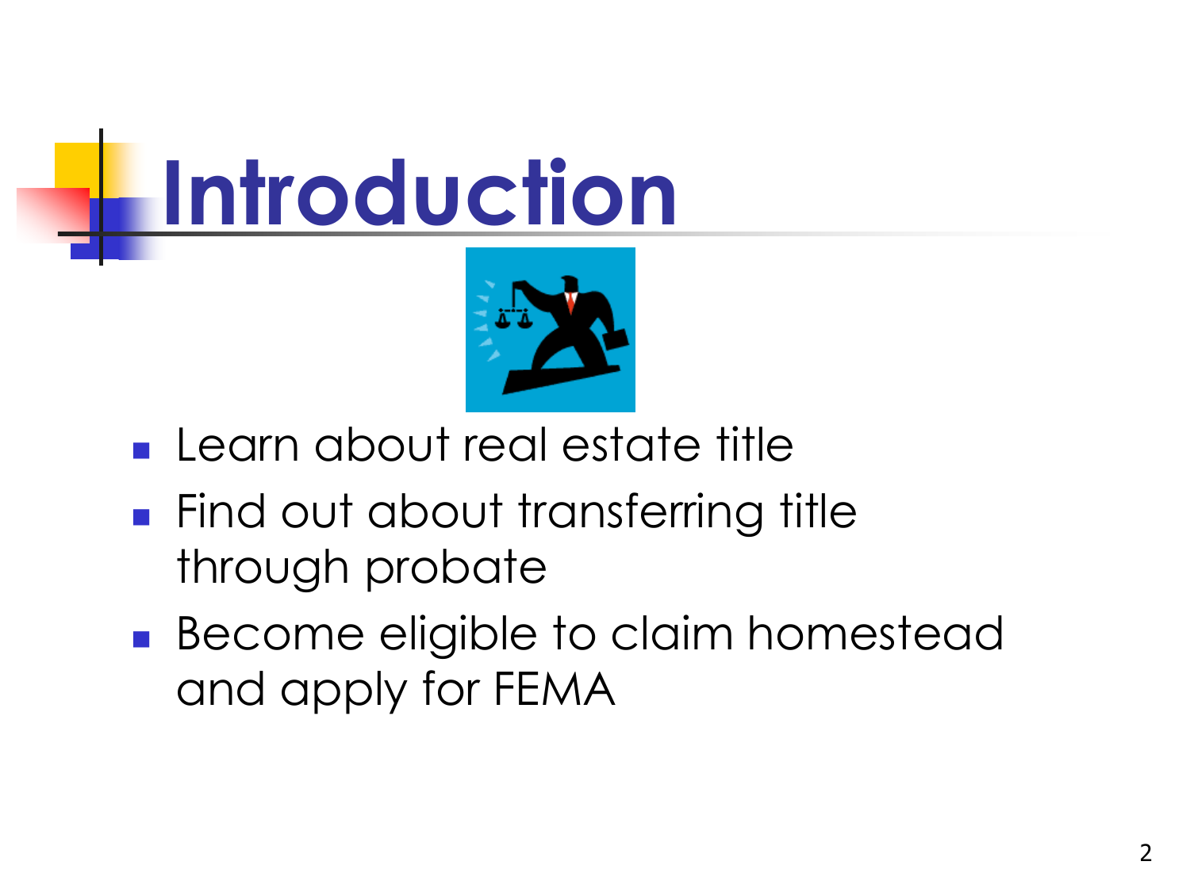# Introduction

- Learn about real estate title
- Find out about transferring title through probate
- Become eligible to claim homestead and apply for FEMA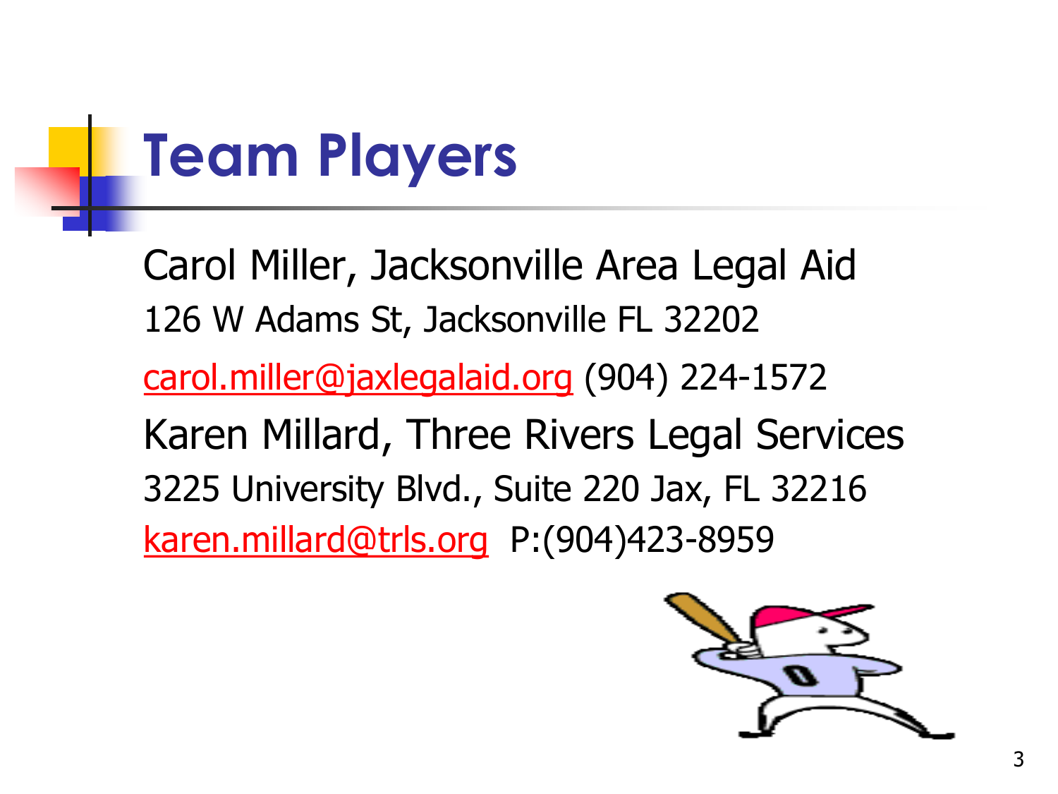# Team Players

Carol Miller, Jacksonville Area Legal Aid

126 W Adams St, Jacksonville FL 32202

carol.miller@jaxlegalaid.org (904) 224-1572

Karen Millard, Three Rivers Legal Services

3225 University Blvd., Suite 220 Jax, FL 32216

karen.millard@trls.org P:(904)423-8959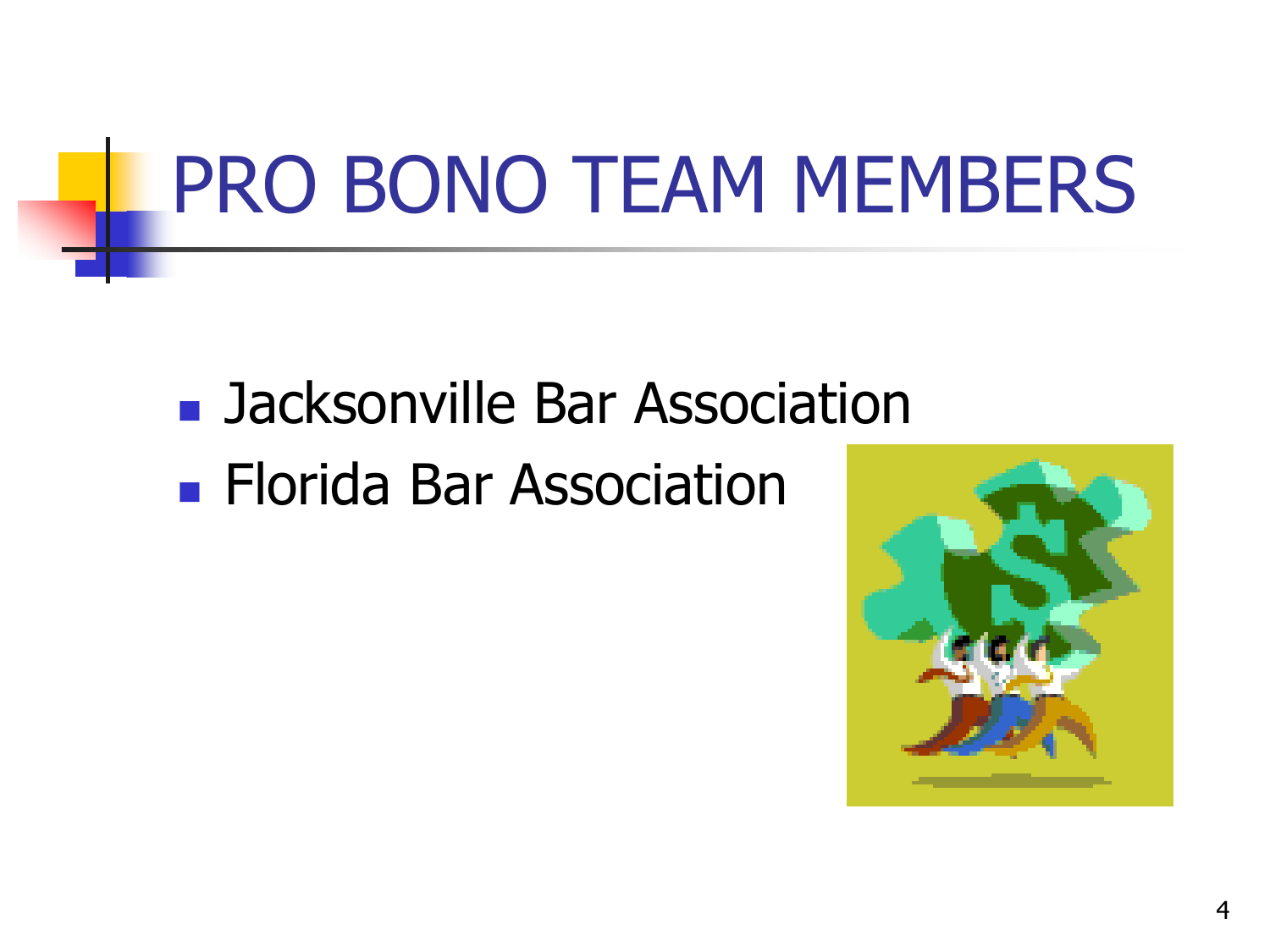# PRO BONO TEAM MEMBERS

- Jacksonville Bar Association
- Florida Bar Association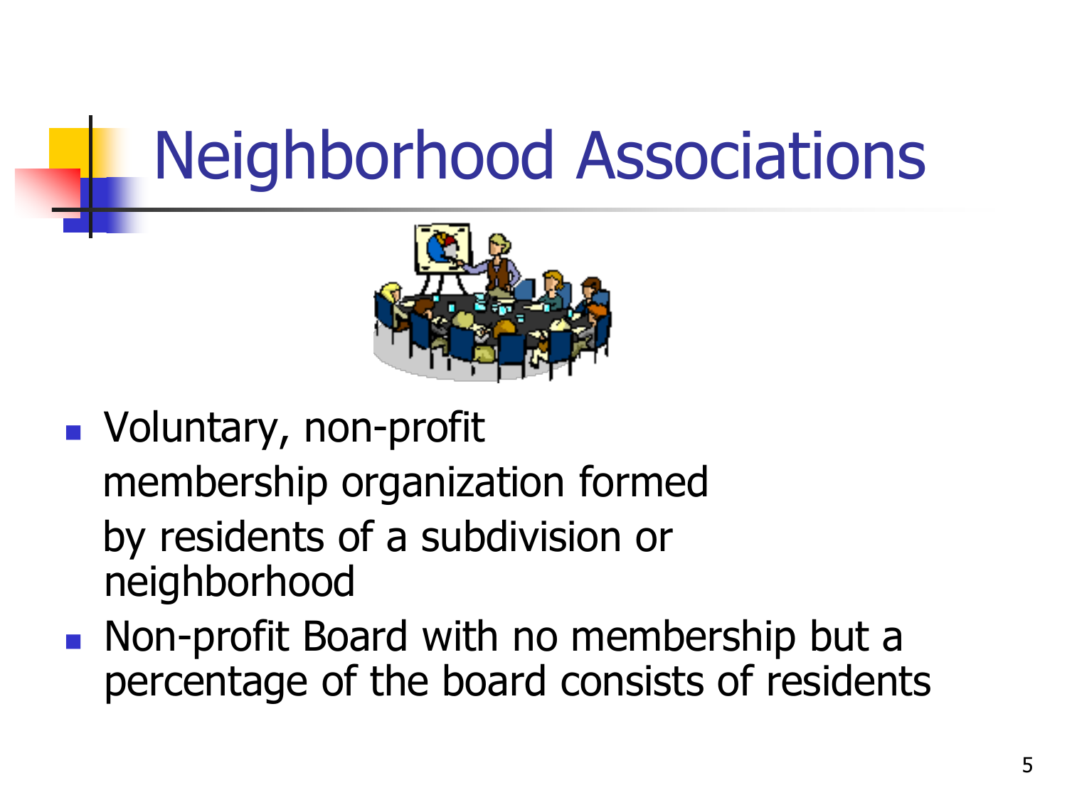# Neighborhood Associations

- Voluntary, non-profit membership organization formed by residents of a subdivision or neighborhood
- Non-profit Board with no membership but a percentage of the board consists of residents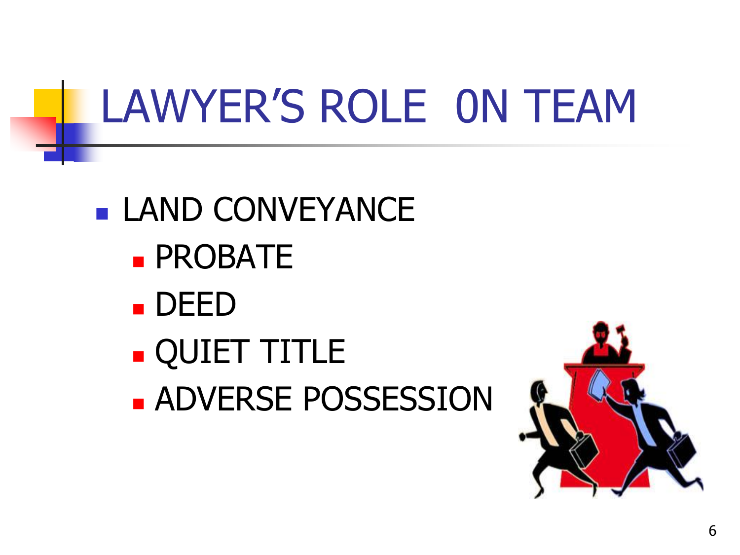# LAWYER'S ROLE 0N TEAM

- LAND CONVEYANCE
  - PROBATE
  - DEED
  - QUIET TITLE
  - ADVERSE POSSESSION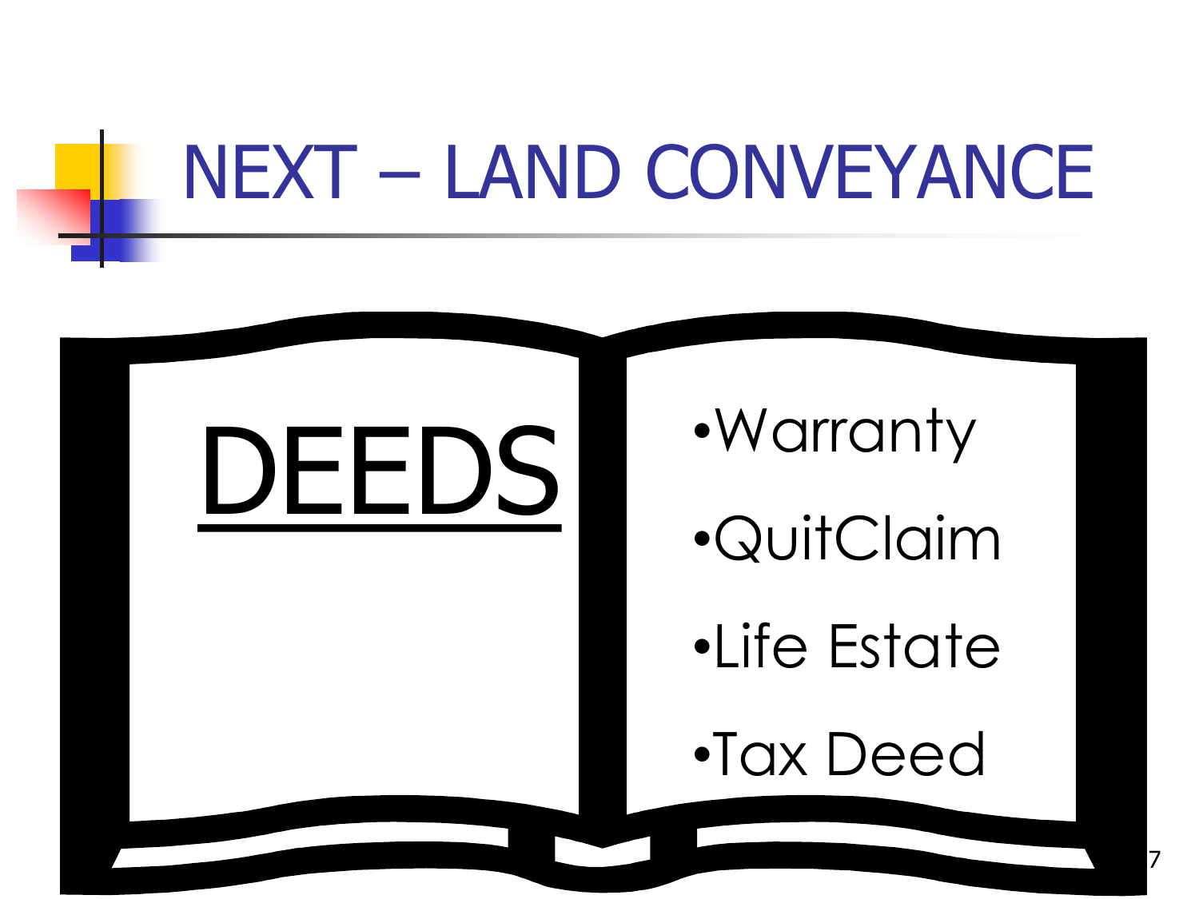# NEXT – LAND CONVEYANCE

## DEEDS

- Warranty
- QuitClaim
- Life Estate
- Tax Deed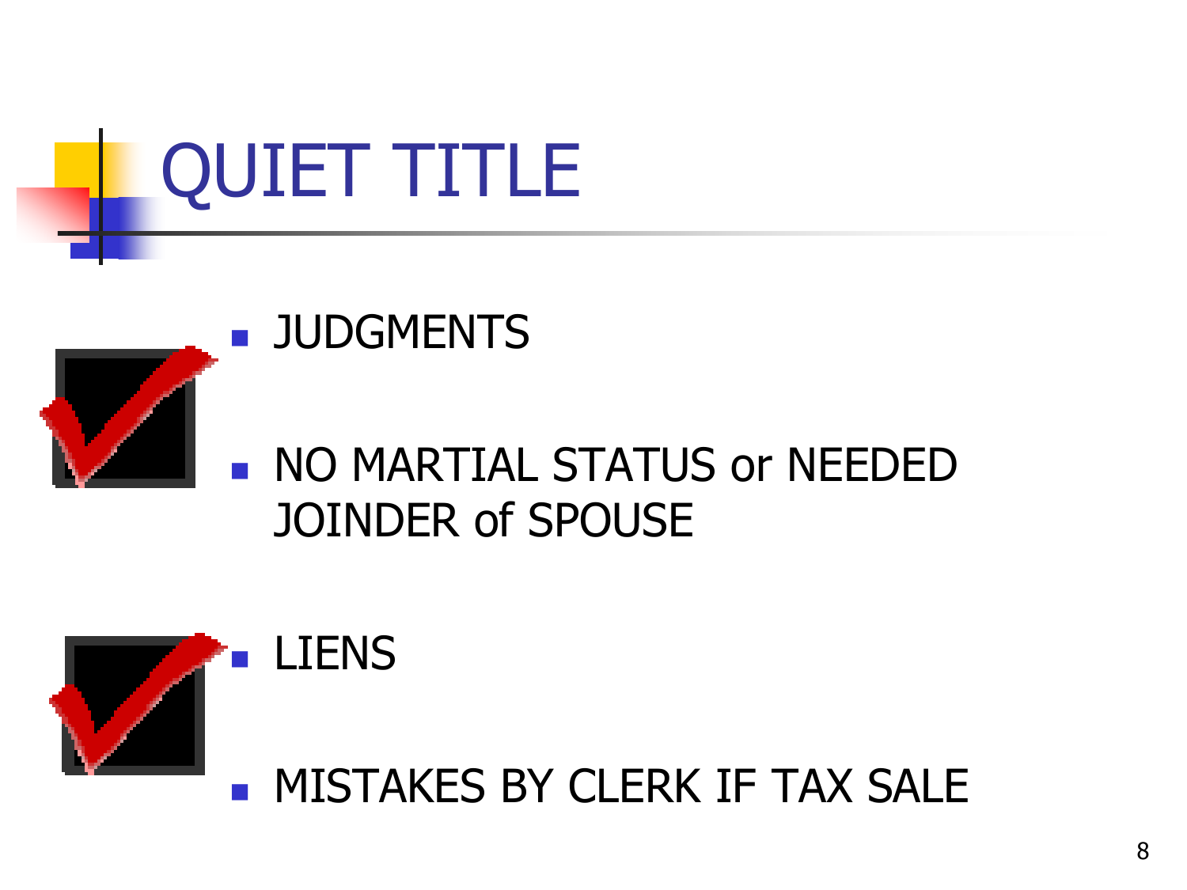# QUIET TITLE

- JUDGMENTS
- NO MARTIAL STATUS or NEEDED JOINDER of SPOUSE
- LIENS
- MISTAKES BY CLERK IF TAX SALE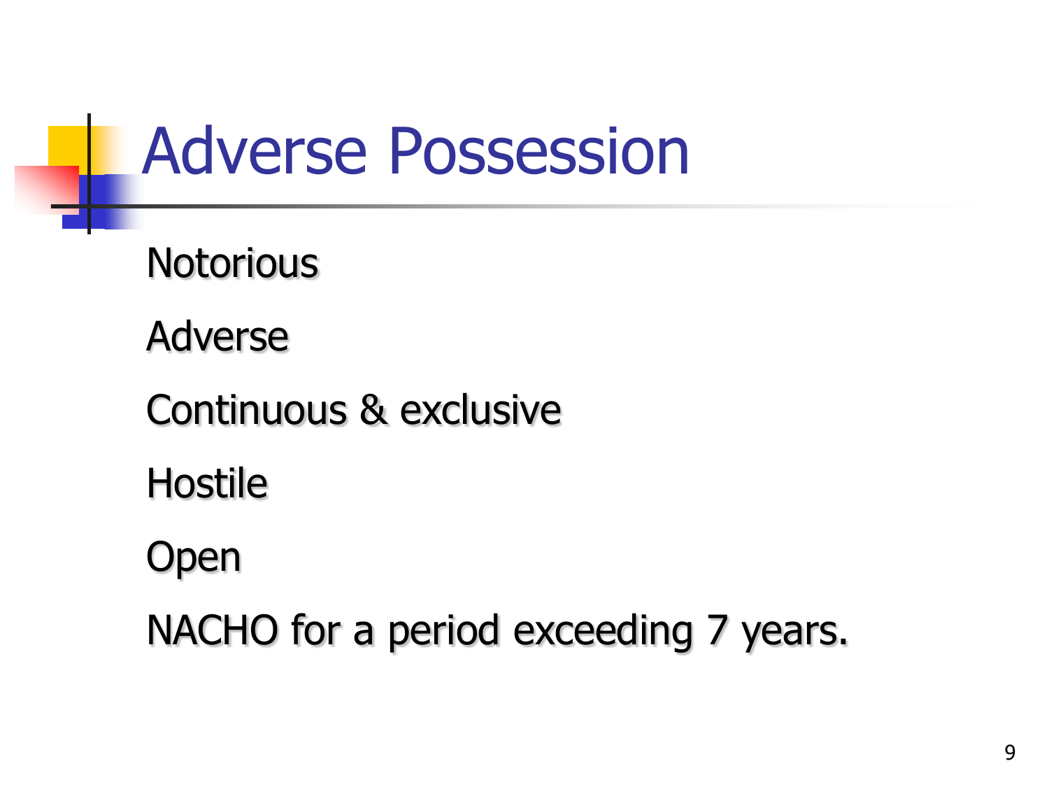# Adverse Possession

Notorious

Adverse

Continuous & exclusive

Hostile

Open

NACHO for a period exceeding 7 years.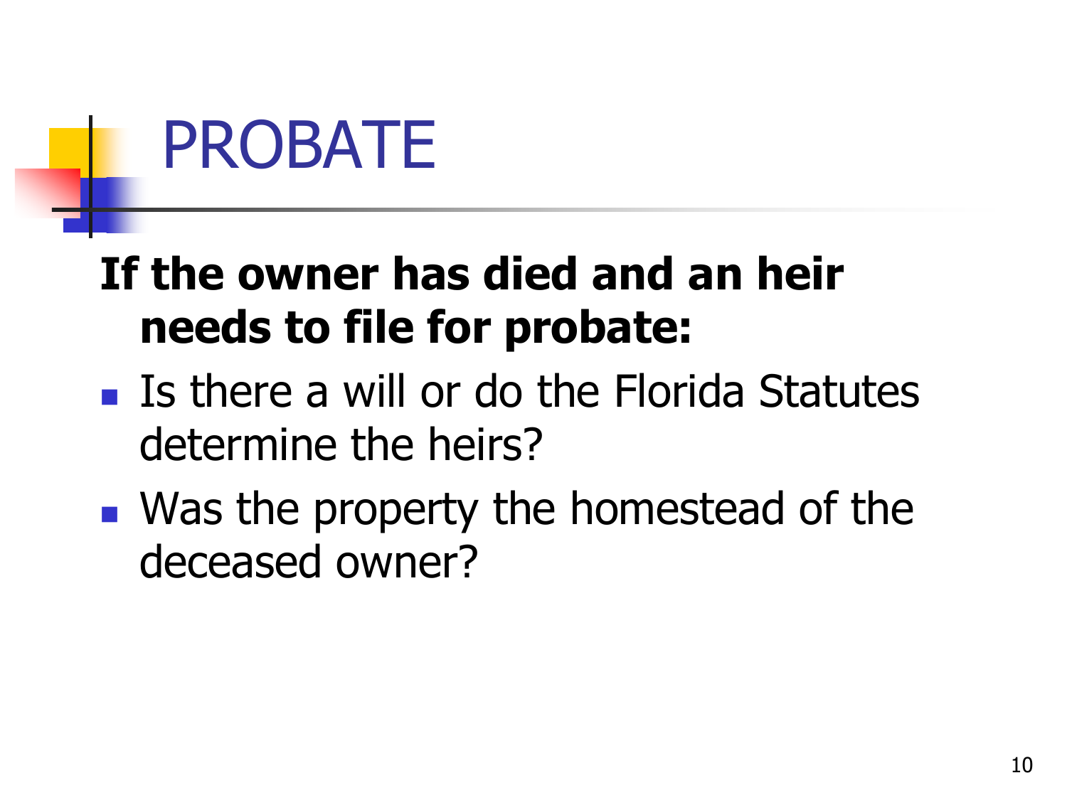# PROBATE

**If the owner has died and an heir needs to file for probate:**

- Is there a will or do the Florida Statutes determine the heirs?
- Was the property the homestead of the deceased owner?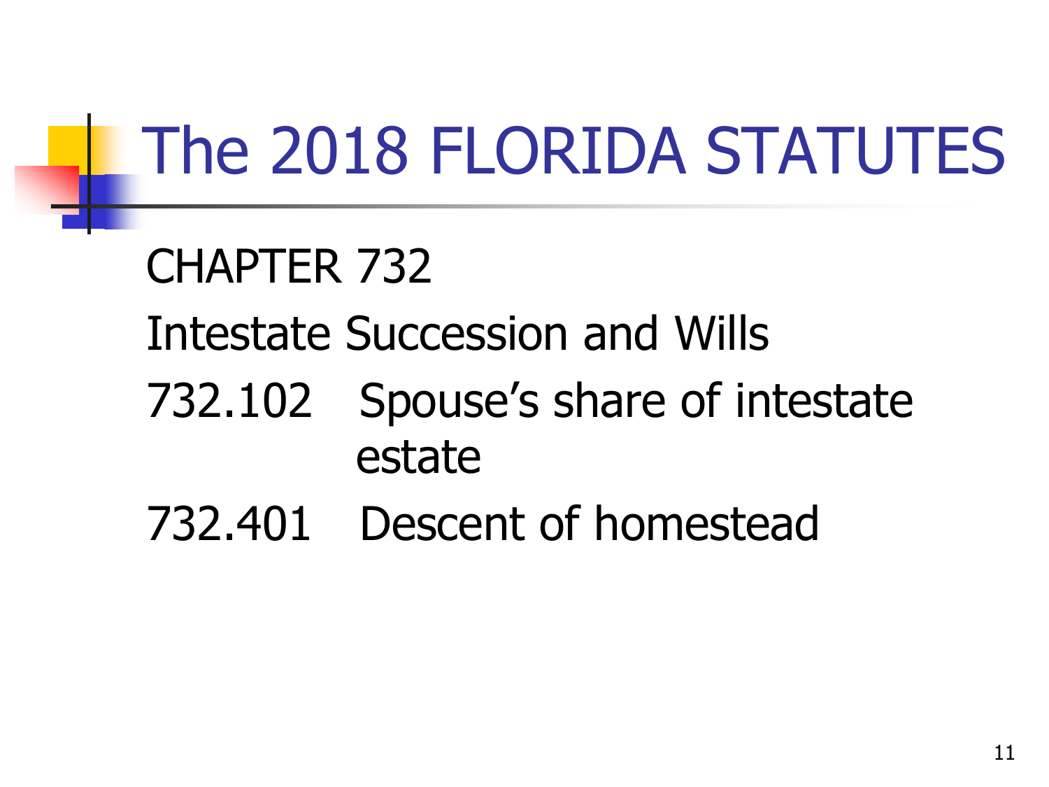# The 2018 FLORIDA STATUTES

CHAPTER 732

Intestate Succession and Wills

732.102 Spouse's share of intestate estate

732.401 Descent of homestead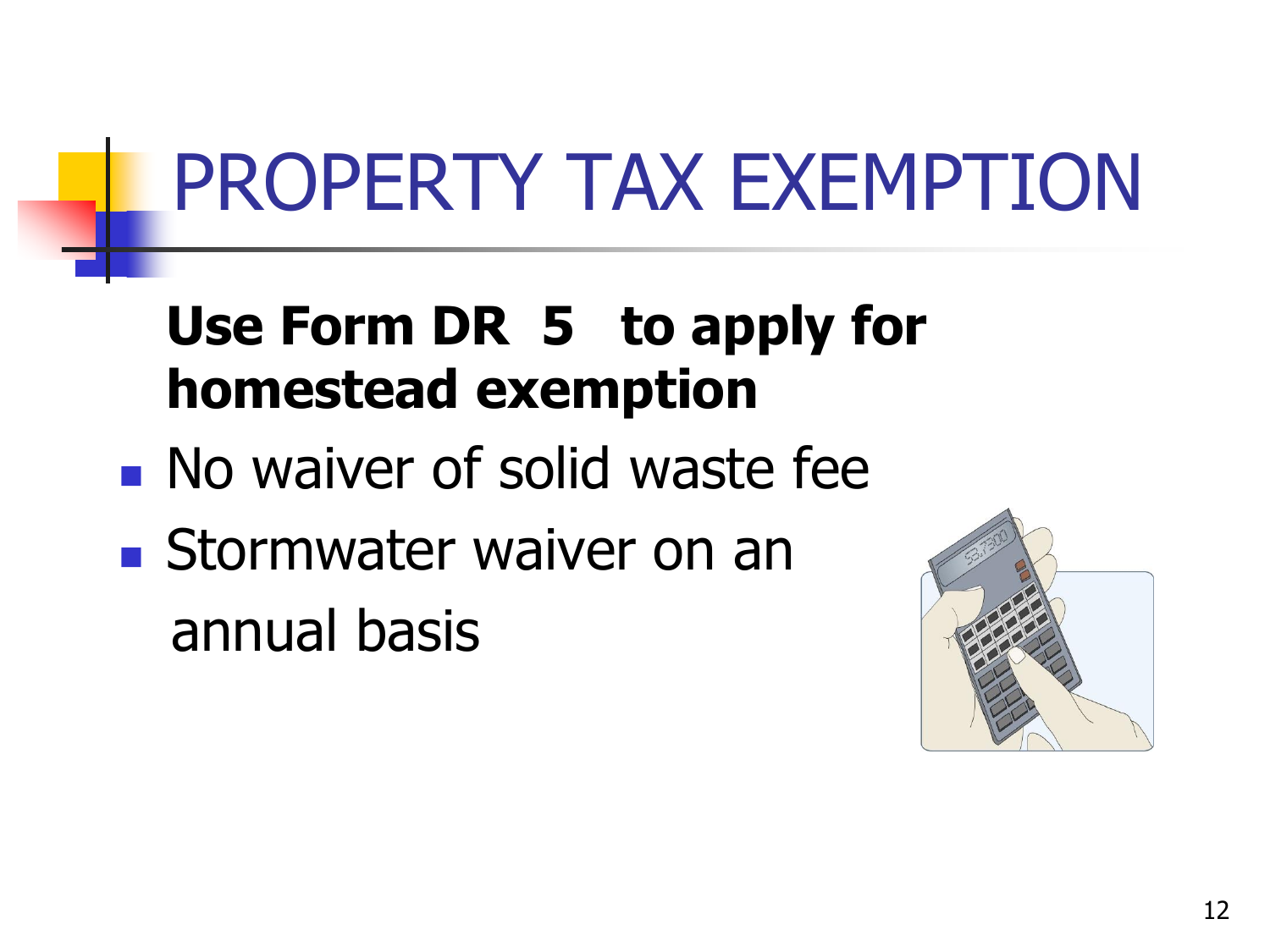# PROPERTY TAX EXEMPTION

**Use Form DR 5 to apply for homestead exemption**

- No waiver of solid waste fee
- Stormwater waiver on an annual basis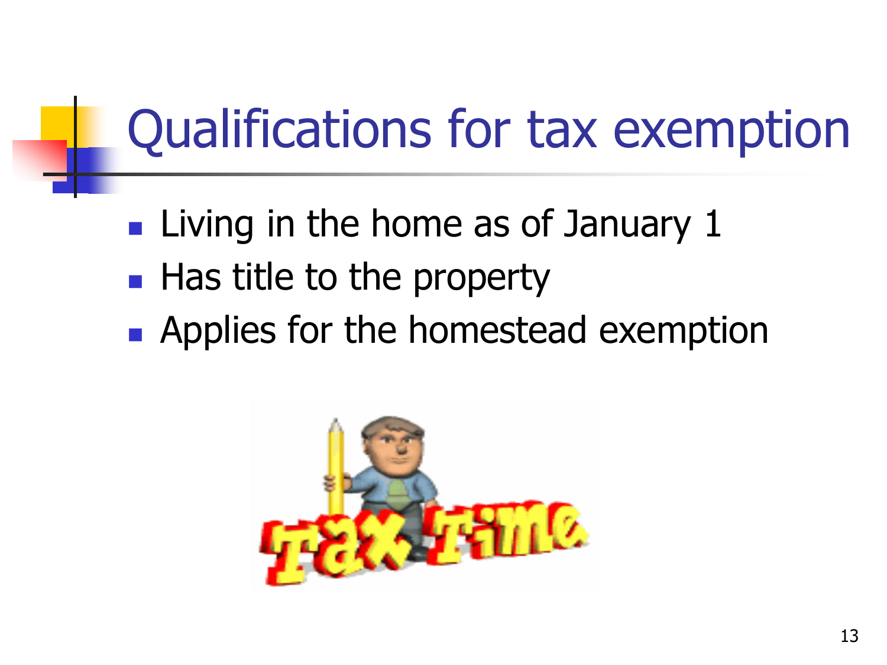# Qualifications for tax exemption

- Living in the home as of January 1
- Has title to the property
- Applies for the homestead exemption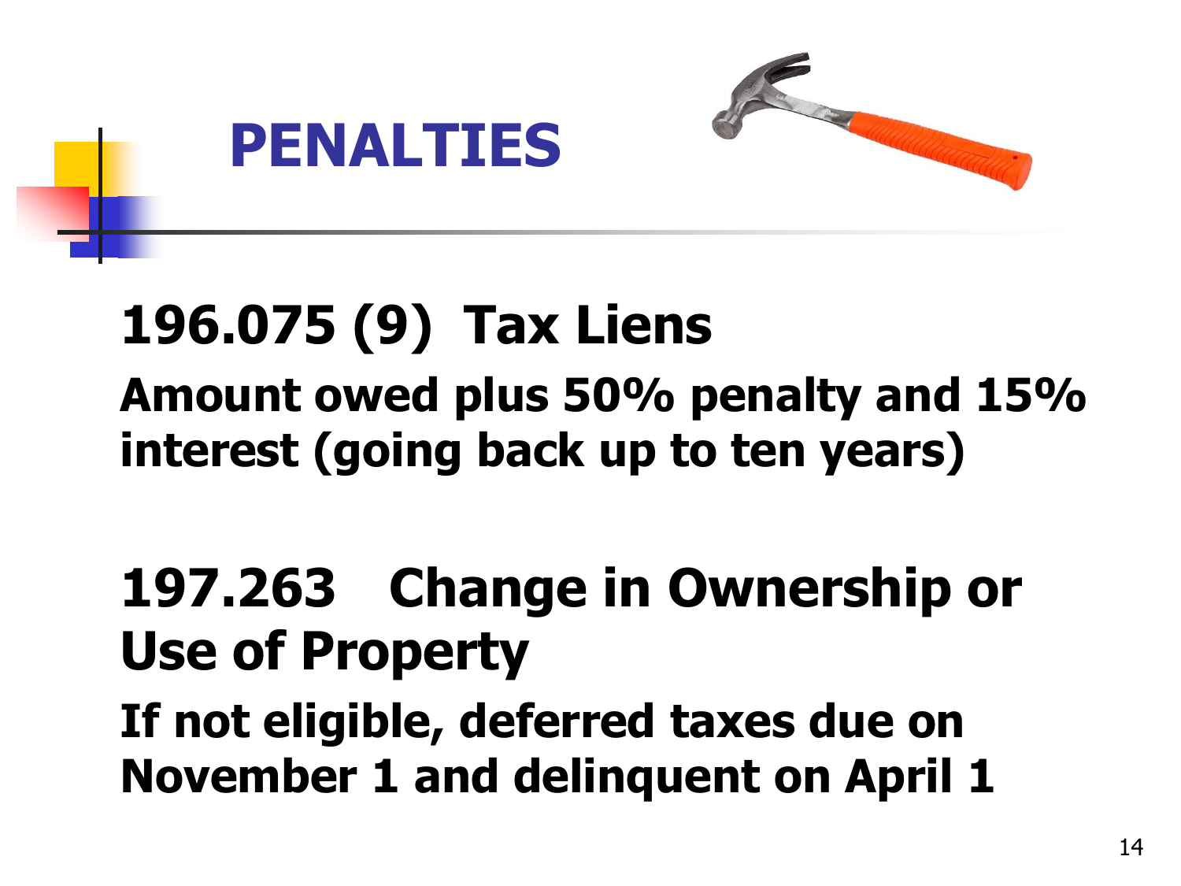# PENALTIES

## 196.075 (9) Tax Liens

**Amount owed plus 50% penalty and 15% interest (going back up to ten years)**

## 197.263 Change in Ownership or Use of Property

**If not eligible, deferred taxes due on November 1 and delinquent on April 1**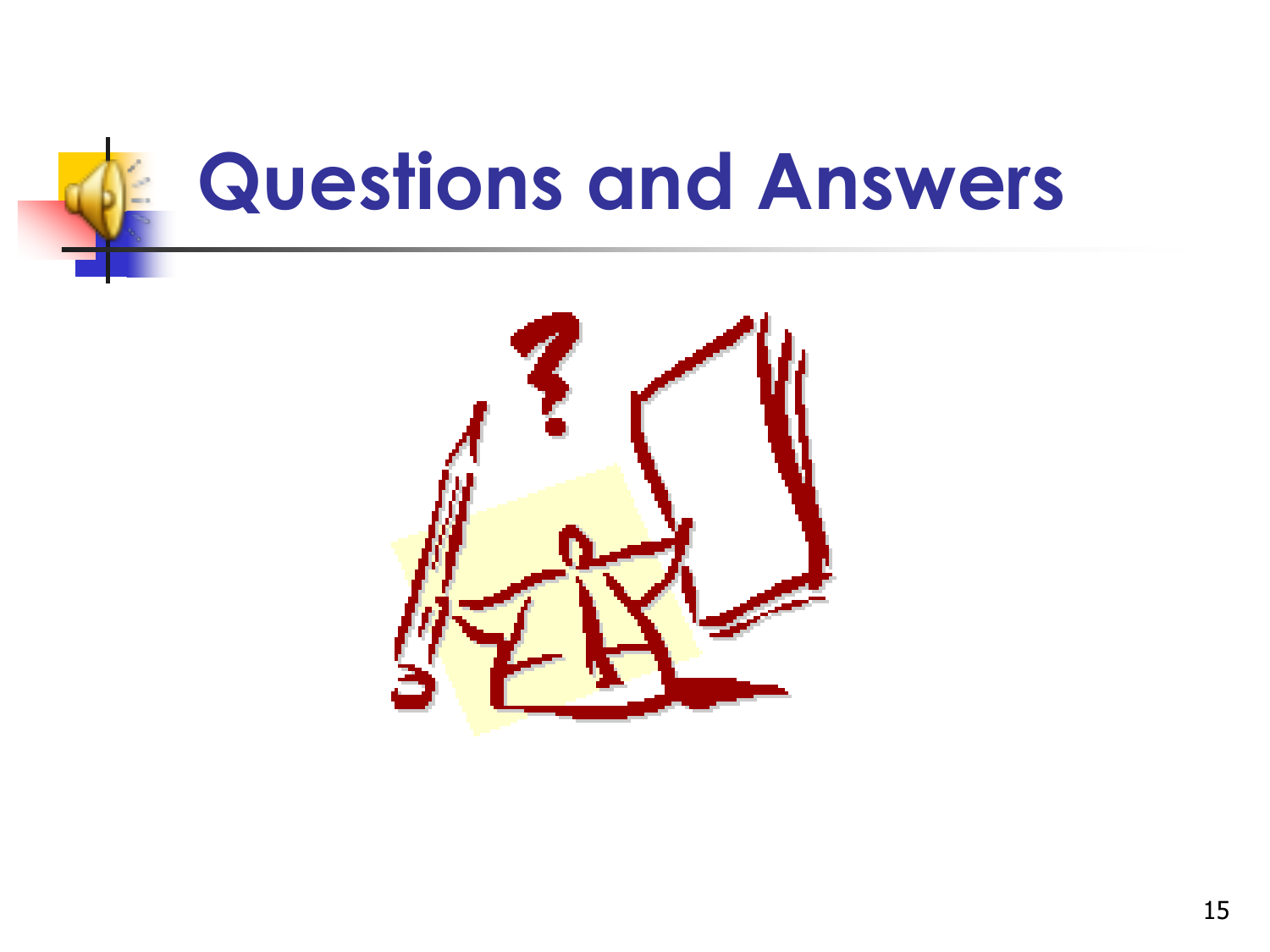# Questions and Answers